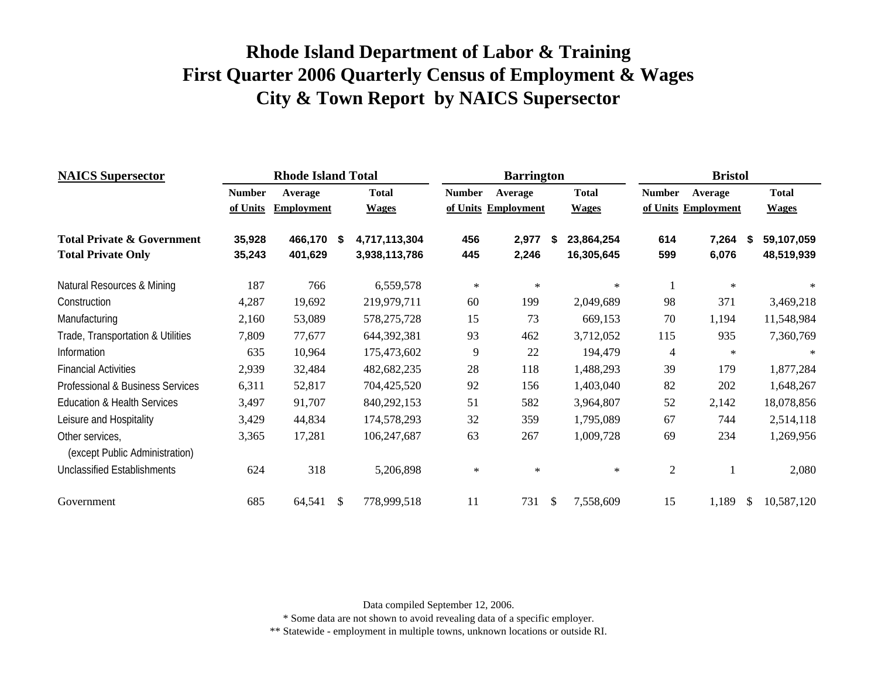# Rhode Island Department of Labor & Training
# First Quarter 2006 Quarterly Census of Employment & Wages
# City & Town Report by NAICS Supersector

| NAICS Supersector | Rhode Island Total | | | Barrington | | | Bristol | | |
|---|---|---|---|---|---|---|---|---|---|
| | Number of Units | Average Employment | Total Wages | Number of Units | Average Employment | Total Wages | Number of Units | Average Employment | Total Wages |
| **Total Private & Government** | **35,928** | **466,170** | **$ 4,717,113,304** | **456** | **2,977** | **$ 23,864,254** | **614** | **7,264** | **$ 59,107,059** |
| **Total Private Only** | **35,243** | **401,629** | **3,938,113,786** | **445** | **2,246** | **16,305,645** | **599** | **6,076** | **48,519,939** |
| Natural Resources & Mining | 187 | 766 | 6,559,578 | * | * | * | 1 | * | * |
| Construction | 4,287 | 19,692 | 219,979,711 | 60 | 199 | 2,049,689 | 98 | 371 | 3,469,218 |
| Manufacturing | 2,160 | 53,089 | 578,275,728 | 15 | 73 | 669,153 | 70 | 1,194 | 11,548,984 |
| Trade, Transportation & Utilities | 7,809 | 77,677 | 644,392,381 | 93 | 462 | 3,712,052 | 115 | 935 | 7,360,769 |
| Information | 635 | 10,964 | 175,473,602 | 9 | 22 | 194,479 | 4 | * | * |
| Financial Activities | 2,939 | 32,484 | 482,682,235 | 28 | 118 | 1,488,293 | 39 | 179 | 1,877,284 |
| Professional & Business Services | 6,311 | 52,817 | 704,425,520 | 92 | 156 | 1,403,040 | 82 | 202 | 1,648,267 |
| Education & Health Services | 3,497 | 91,707 | 840,292,153 | 51 | 582 | 3,964,807 | 52 | 2,142 | 18,078,856 |
| Leisure and Hospitality | 3,429 | 44,834 | 174,578,293 | 32 | 359 | 1,795,089 | 67 | 744 | 2,514,118 |
| Other services, (except Public Administration) | 3,365 | 17,281 | 106,247,687 | 63 | 267 | 1,009,728 | 69 | 234 | 1,269,956 |
| Unclassified Establishments | 624 | 318 | 5,206,898 | * | * | * | 2 | 1 | 2,080 |
| Government | 685 | 64,541 | $ 778,999,518 | 11 | 731 | $ 7,558,609 | 15 | 1,189 | $ 10,587,120 |

Data compiled September 12, 2006.

* Some data are not shown to avoid revealing data of a specific employer.

** Statewide - employment in multiple towns, unknown locations or outside RI.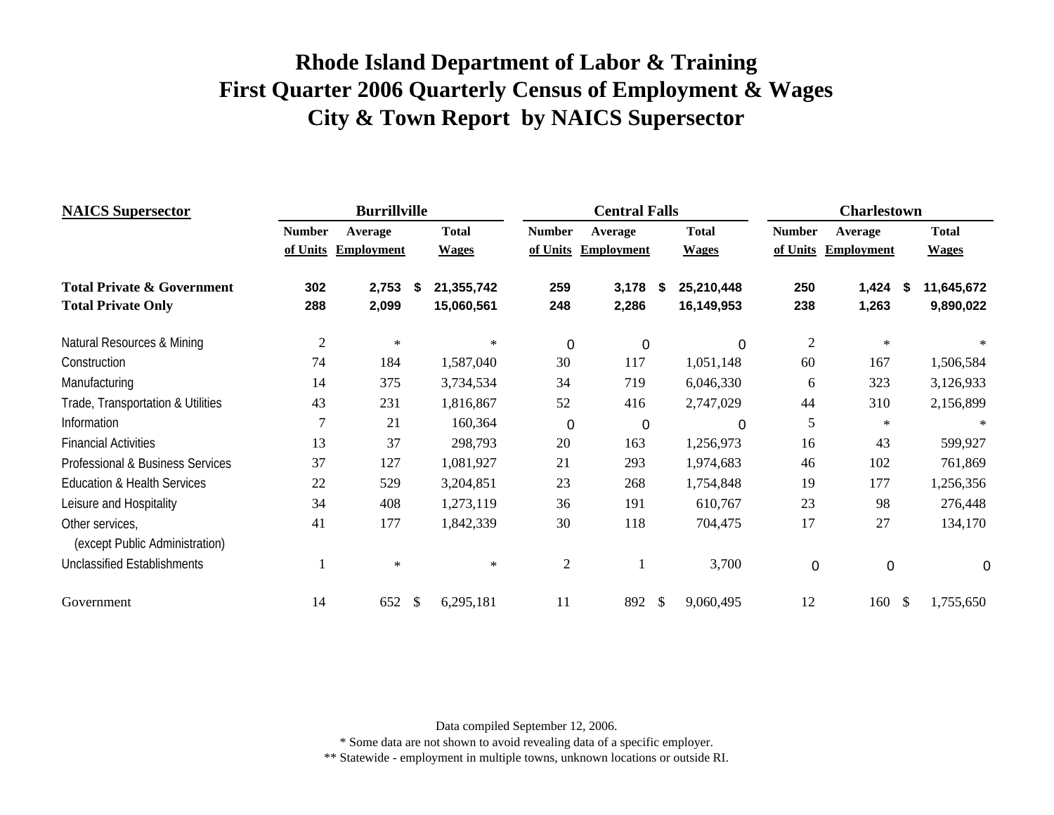# Rhode Island Department of Labor & Training
# First Quarter 2006 Quarterly Census of Employment & Wages
# City & Town Report by NAICS Supersector

| NAICS Supersector | Burrillville | | | Central Falls | | | Charlestown | | |
|---|---|---|---|---|---|---|---|---|---|
| | Number of Units | Average Employment | Total Wages | Number of Units | Average Employment | Total Wages | Number of Units | Average Employment | Total Wages |
| **Total Private & Government** | **302** | **2,753** | **$ 21,355,742** | **259** | **3,178** | **$ 25,210,448** | **250** | **1,424** | **$ 11,645,672** |
| **Total Private Only** | **288** | **2,099** | **15,060,561** | **248** | **2,286** | **16,149,953** | **238** | **1,263** | **9,890,022** |
| Natural Resources & Mining | 2 | * | * | 0 | 0 | 0 | 2 | * | * |
| Construction | 74 | 184 | 1,587,040 | 30 | 117 | 1,051,148 | 60 | 167 | 1,506,584 |
| Manufacturing | 14 | 375 | 3,734,534 | 34 | 719 | 6,046,330 | 6 | 323 | 3,126,933 |
| Trade, Transportation & Utilities | 43 | 231 | 1,816,867 | 52 | 416 | 2,747,029 | 44 | 310 | 2,156,899 |
| Information | 7 | 21 | 160,364 | 0 | 0 | 0 | 5 | * | * |
| Financial Activities | 13 | 37 | 298,793 | 20 | 163 | 1,256,973 | 16 | 43 | 599,927 |
| Professional & Business Services | 37 | 127 | 1,081,927 | 21 | 293 | 1,974,683 | 46 | 102 | 761,869 |
| Education & Health Services | 22 | 529 | 3,204,851 | 23 | 268 | 1,754,848 | 19 | 177 | 1,256,356 |
| Leisure and Hospitality | 34 | 408 | 1,273,119 | 36 | 191 | 610,767 | 23 | 98 | 276,448 |
| Other services, (except Public Administration) | 41 | 177 | 1,842,339 | 30 | 118 | 704,475 | 17 | 27 | 134,170 |
| Unclassified Establishments | 1 | * | * | 2 | 1 | 3,700 | 0 | 0 | 0 |
| Government | 14 | 652 | $ 6,295,181 | 11 | 892 | $ 9,060,495 | 12 | 160 | $ 1,755,650 |

Data compiled September 12, 2006.

\* Some data are not shown to avoid revealing data of a specific employer.

\*\* Statewide - employment in multiple towns, unknown locations or outside RI.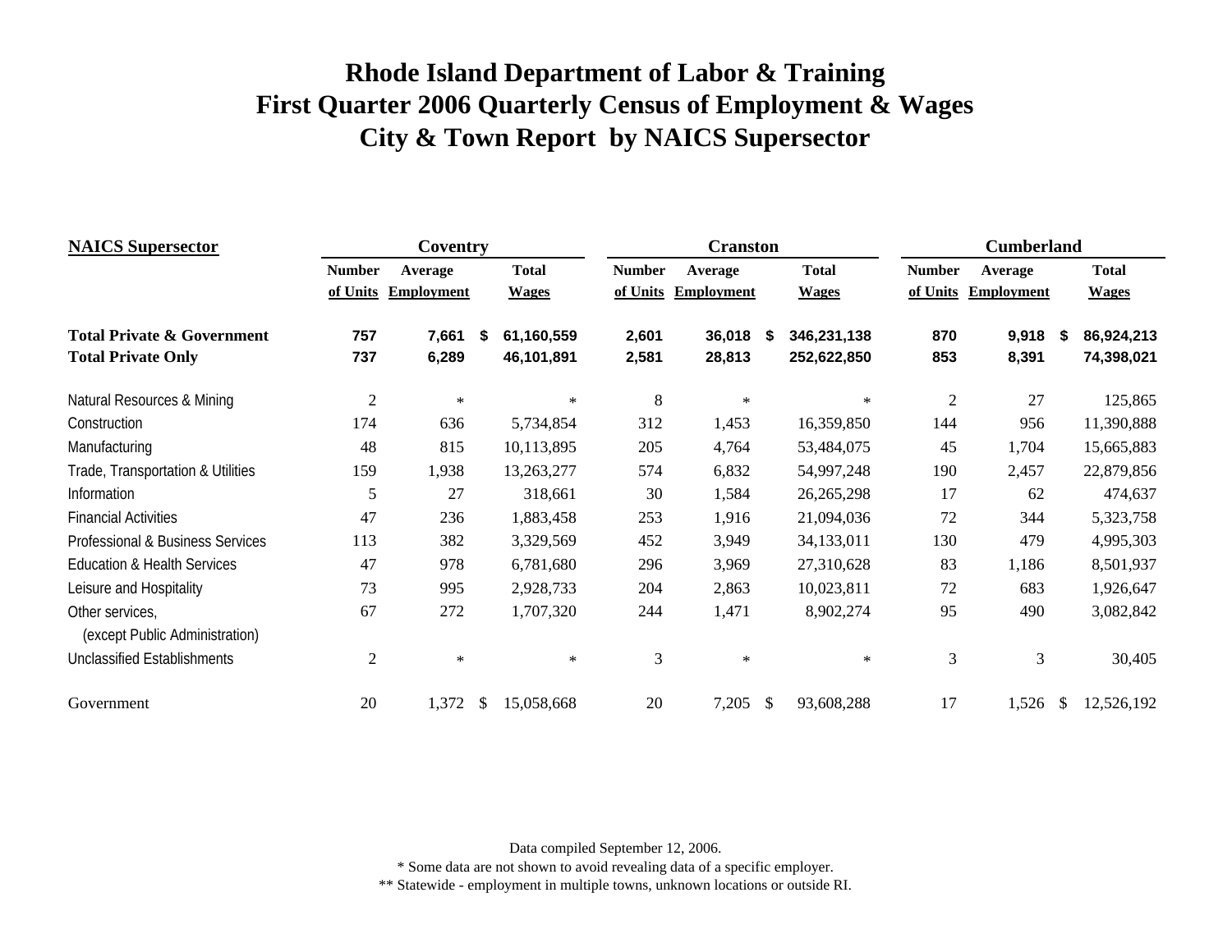# Rhode Island Department of Labor & Training
# First Quarter 2006 Quarterly Census of Employment & Wages
# City & Town Report by NAICS Supersector

| NAICS Supersector | Coventry | | | Cranston | | | Cumberland | | |
|---|---|---|---|---|---|---|---|---|---|
| | Number of Units | Average Employment | Total Wages | Number of Units | Average Employment | Total Wages | Number of Units | Average Employment | Total Wages |
| **Total Private & Government** | **757** | **7,661** | **$ 61,160,559** | **2,601** | **36,018** | **$ 346,231,138** | **870** | **9,918** | **$ 86,924,213** |
| **Total Private Only** | **737** | **6,289** | **46,101,891** | **2,581** | **28,813** | **252,622,850** | **853** | **8,391** | **74,398,021** |
| Natural Resources & Mining | 2 | * | * | 8 | * | * | 2 | 27 | 125,865 |
| Construction | 174 | 636 | 5,734,854 | 312 | 1,453 | 16,359,850 | 144 | 956 | 11,390,888 |
| Manufacturing | 48 | 815 | 10,113,895 | 205 | 4,764 | 53,484,075 | 45 | 1,704 | 15,665,883 |
| Trade, Transportation & Utilities | 159 | 1,938 | 13,263,277 | 574 | 6,832 | 54,997,248 | 190 | 2,457 | 22,879,856 |
| Information | 5 | 27 | 318,661 | 30 | 1,584 | 26,265,298 | 17 | 62 | 474,637 |
| Financial Activities | 47 | 236 | 1,883,458 | 253 | 1,916 | 21,094,036 | 72 | 344 | 5,323,758 |
| Professional & Business Services | 113 | 382 | 3,329,569 | 452 | 3,949 | 34,133,011 | 130 | 479 | 4,995,303 |
| Education & Health Services | 47 | 978 | 6,781,680 | 296 | 3,969 | 27,310,628 | 83 | 1,186 | 8,501,937 |
| Leisure and Hospitality | 73 | 995 | 2,928,733 | 204 | 2,863 | 10,023,811 | 72 | 683 | 1,926,647 |
| Other services, (except Public Administration) | 67 | 272 | 1,707,320 | 244 | 1,471 | 8,902,274 | 95 | 490 | 3,082,842 |
| Unclassified Establishments | 2 | * | * | 3 | * | * | 3 | 3 | 30,405 |
| Government | 20 | 1,372 | $ 15,058,668 | 20 | 7,205 | $ 93,608,288 | 17 | 1,526 | $ 12,526,192 |

Data compiled September 12, 2006.

* Some data are not shown to avoid revealing data of a specific employer.

** Statewide - employment in multiple towns, unknown locations or outside RI.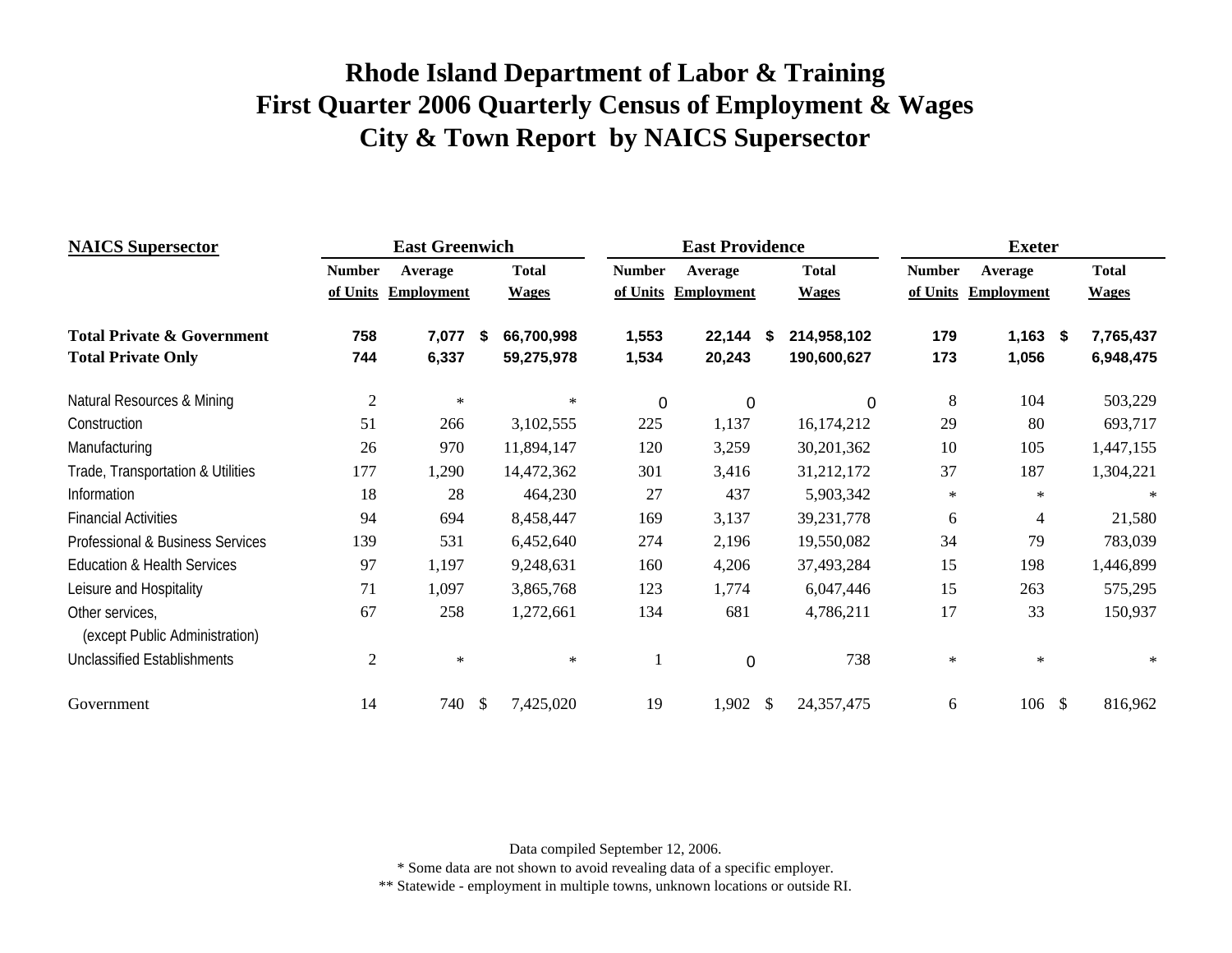# Rhode Island Department of Labor & Training
# First Quarter 2006 Quarterly Census of Employment & Wages
# City & Town Report by NAICS Supersector

| NAICS Supersector | East Greenwich | | | East Providence | | | Exeter | | |
|---|---|---|---|---|---|---|---|---|---|
| | Number of Units | Average Employment | Total Wages | Number of Units | Average Employment | Total Wages | Number of Units | Average Employment | Total Wages |
| **Total Private & Government** | **758** | **7,077** | **$ 66,700,998** | **1,553** | **22,144** | **$ 214,958,102** | **179** | **1,163** | **$ 7,765,437** |
| **Total Private Only** | **744** | **6,337** | **59,275,978** | **1,534** | **20,243** | **190,600,627** | **173** | **1,056** | **6,948,475** |
| Natural Resources & Mining | 2 | * | * | 0 | 0 | 0 | 8 | 104 | 503,229 |
| Construction | 51 | 266 | 3,102,555 | 225 | 1,137 | 16,174,212 | 29 | 80 | 693,717 |
| Manufacturing | 26 | 970 | 11,894,147 | 120 | 3,259 | 30,201,362 | 10 | 105 | 1,447,155 |
| Trade, Transportation & Utilities | 177 | 1,290 | 14,472,362 | 301 | 3,416 | 31,212,172 | 37 | 187 | 1,304,221 |
| Information | 18 | 28 | 464,230 | 27 | 437 | 5,903,342 | * | * | * |
| Financial Activities | 94 | 694 | 8,458,447 | 169 | 3,137 | 39,231,778 | 6 | 4 | 21,580 |
| Professional & Business Services | 139 | 531 | 6,452,640 | 274 | 2,196 | 19,550,082 | 34 | 79 | 783,039 |
| Education & Health Services | 97 | 1,197 | 9,248,631 | 160 | 4,206 | 37,493,284 | 15 | 198 | 1,446,899 |
| Leisure and Hospitality | 71 | 1,097 | 3,865,768 | 123 | 1,774 | 6,047,446 | 15 | 263 | 575,295 |
| Other services, (except Public Administration) | 67 | 258 | 1,272,661 | 134 | 681 | 4,786,211 | 17 | 33 | 150,937 |
| Unclassified Establishments | 2 | * | * | 1 | 0 | 738 | * | * | * |
| Government | 14 | 740 | $ 7,425,020 | 19 | 1,902 | $ 24,357,475 | 6 | 106 | $ 816,962 |

Data compiled September 12, 2006.

* Some data are not shown to avoid revealing data of a specific employer.

** Statewide - employment in multiple towns, unknown locations or outside RI.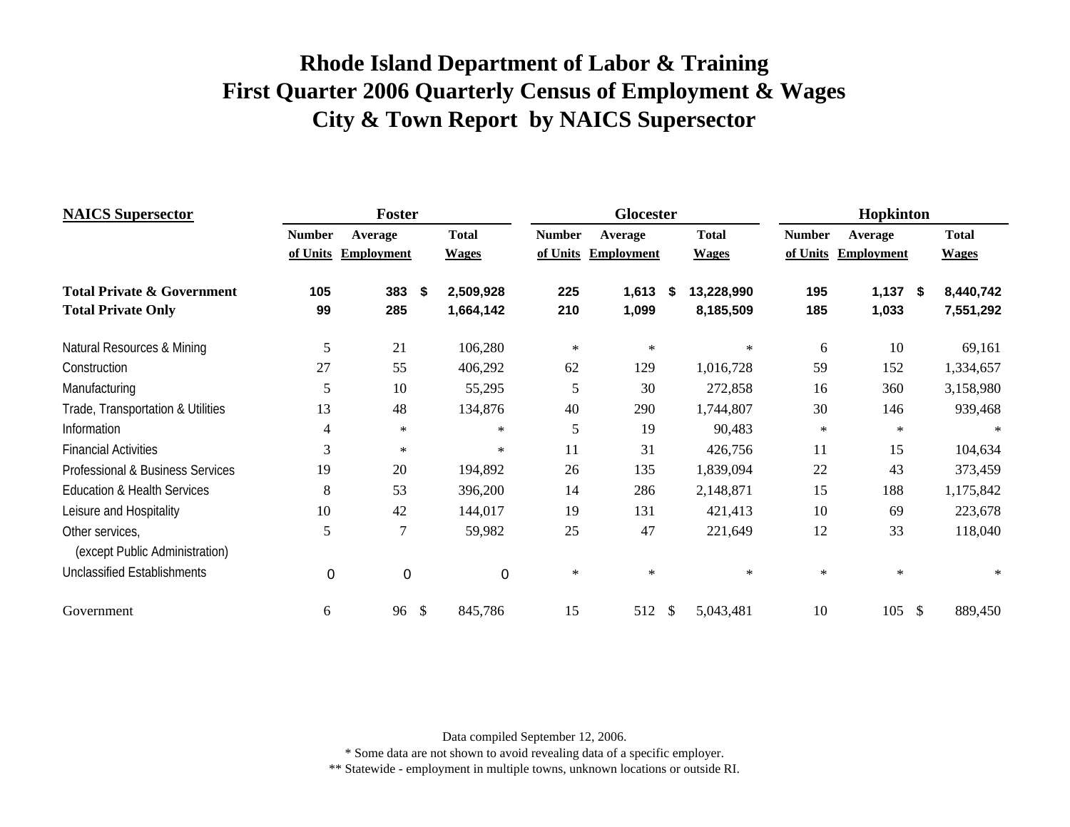# Rhode Island Department of Labor & Training
# First Quarter 2006 Quarterly Census of Employment & Wages
# City & Town Report by NAICS Supersector

| NAICS Supersector | Foster | | | Glocester | | | Hopkinton | | |
|---|---|---|---|---|---|---|---|---|---|
| | Number of Units | Average Employment | Total Wages | Number of Units | Average Employment | Total Wages | Number of Units | Average Employment | Total Wages |
| **Total Private & Government** | **105** | **383** | **$ 2,509,928** | **225** | **1,613** | **$ 13,228,990** | **195** | **1,137** | **$ 8,440,742** |
| **Total Private Only** | **99** | **285** | **1,664,142** | **210** | **1,099** | **8,185,509** | **185** | **1,033** | **7,551,292** |
| Natural Resources & Mining | 5 | 21 | 106,280 | * | * | * | 6 | 10 | 69,161 |
| Construction | 27 | 55 | 406,292 | 62 | 129 | 1,016,728 | 59 | 152 | 1,334,657 |
| Manufacturing | 5 | 10 | 55,295 | 5 | 30 | 272,858 | 16 | 360 | 3,158,980 |
| Trade, Transportation & Utilities | 13 | 48 | 134,876 | 40 | 290 | 1,744,807 | 30 | 146 | 939,468 |
| Information | 4 | * | * | 5 | 19 | 90,483 | * | * | * |
| Financial Activities | 3 | * | * | 11 | 31 | 426,756 | 11 | 15 | 104,634 |
| Professional & Business Services | 19 | 20 | 194,892 | 26 | 135 | 1,839,094 | 22 | 43 | 373,459 |
| Education & Health Services | 8 | 53 | 396,200 | 14 | 286 | 2,148,871 | 15 | 188 | 1,175,842 |
| Leisure and Hospitality | 10 | 42 | 144,017 | 19 | 131 | 421,413 | 10 | 69 | 223,678 |
| Other services, (except Public Administration) | 5 | 7 | 59,982 | 25 | 47 | 221,649 | 12 | 33 | 118,040 |
| Unclassified Establishments | 0 | 0 | 0 | * | * | * | * | * | * |
| Government | 6 | 96 | $ 845,786 | 15 | 512 | $ 5,043,481 | 10 | 105 | $ 889,450 |

Data compiled September 12, 2006.

* Some data are not shown to avoid revealing data of a specific employer.

** Statewide - employment in multiple towns, unknown locations or outside RI.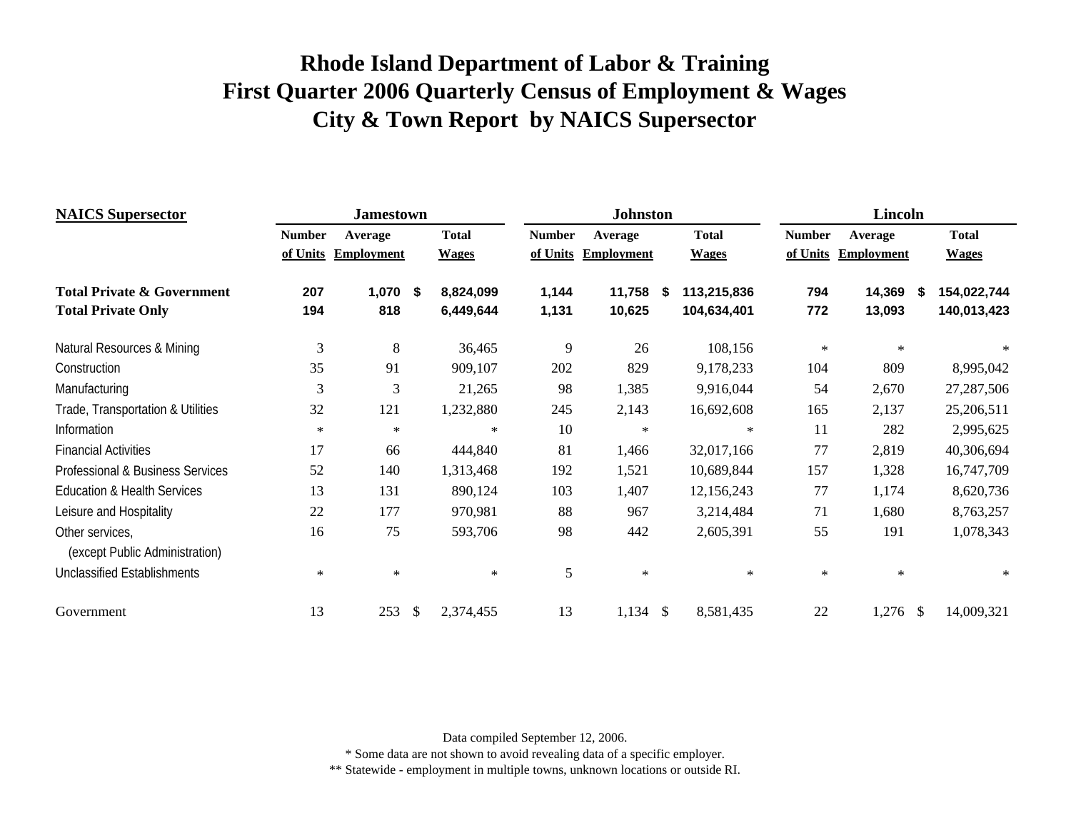# Rhode Island Department of Labor & Training
# First Quarter 2006 Quarterly Census of Employment & Wages
# City & Town Report by NAICS Supersector

| NAICS Supersector | Jamestown | | | Johnston | | | Lincoln | | |
|---|---|---|---|---|---|---|---|---|---|
| | Number of Units | Average Employment | Total Wages | Number of Units | Average Employment | Total Wages | Number of Units | Average Employment | Total Wages |
| **Total Private & Government** | **207** | **1,070** | **$ 8,824,099** | **1,144** | **11,758** | **$ 113,215,836** | **794** | **14,369** | **$ 154,022,744** |
| **Total Private Only** | **194** | **818** | **6,449,644** | **1,131** | **10,625** | **104,634,401** | **772** | **13,093** | **140,013,423** |
| Natural Resources & Mining | 3 | 8 | 36,465 | 9 | 26 | 108,156 | * | * | * |
| Construction | 35 | 91 | 909,107 | 202 | 829 | 9,178,233 | 104 | 809 | 8,995,042 |
| Manufacturing | 3 | 3 | 21,265 | 98 | 1,385 | 9,916,044 | 54 | 2,670 | 27,287,506 |
| Trade, Transportation & Utilities | 32 | 121 | 1,232,880 | 245 | 2,143 | 16,692,608 | 165 | 2,137 | 25,206,511 |
| Information | * | * | * | 10 | * | * | 11 | 282 | 2,995,625 |
| Financial Activities | 17 | 66 | 444,840 | 81 | 1,466 | 32,017,166 | 77 | 2,819 | 40,306,694 |
| Professional & Business Services | 52 | 140 | 1,313,468 | 192 | 1,521 | 10,689,844 | 157 | 1,328 | 16,747,709 |
| Education & Health Services | 13 | 131 | 890,124 | 103 | 1,407 | 12,156,243 | 77 | 1,174 | 8,620,736 |
| Leisure and Hospitality | 22 | 177 | 970,981 | 88 | 967 | 3,214,484 | 71 | 1,680 | 8,763,257 |
| Other services, (except Public Administration) | 16 | 75 | 593,706 | 98 | 442 | 2,605,391 | 55 | 191 | 1,078,343 |
| Unclassified Establishments | * | * | * | 5 | * | * | * | * | * |
| Government | 13 | 253 | $ 2,374,455 | 13 | 1,134 | $ 8,581,435 | 22 | 1,276 | $ 14,009,321 |

Data compiled September 12, 2006.

* Some data are not shown to avoid revealing data of a specific employer.

** Statewide - employment in multiple towns, unknown locations or outside RI.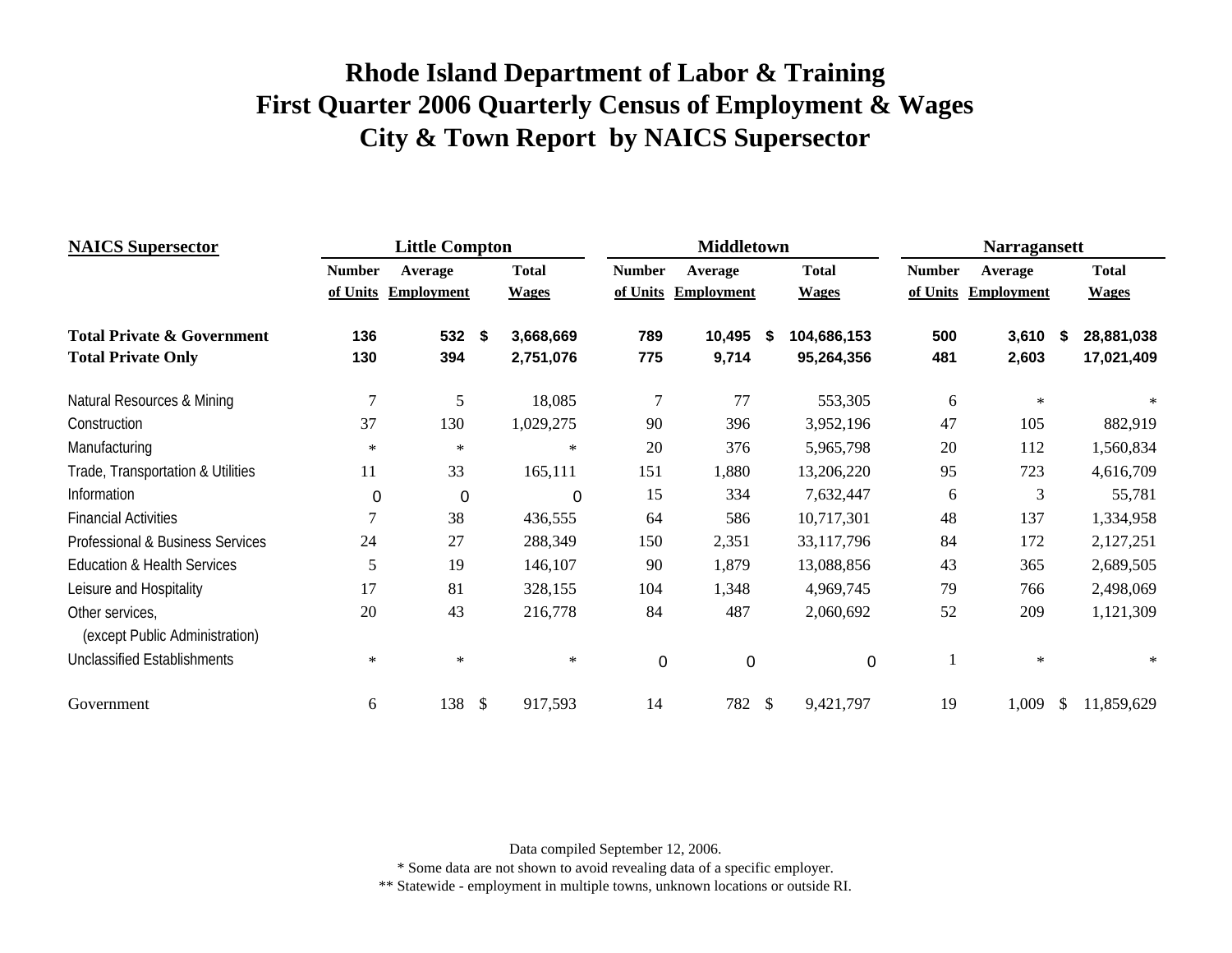# Rhode Island Department of Labor & Training
# First Quarter 2006 Quarterly Census of Employment & Wages
# City & Town Report by NAICS Supersector

| NAICS Supersector | Little Compton | | | Middletown | | | Narragansett | | |
|---|---|---|---|---|---|---|---|---|---|
| | Number of Units | Average Employment | Total Wages | Number of Units | Average Employment | Total Wages | Number of Units | Average Employment | Total Wages |
| **Total Private & Government** | **136** | **532** | **$ 3,668,669** | **789** | **10,495** | **$ 104,686,153** | **500** | **3,610** | **$ 28,881,038** |
| **Total Private Only** | **130** | **394** | **2,751,076** | **775** | **9,714** | **95,264,356** | **481** | **2,603** | **17,021,409** |
| Natural Resources & Mining | 7 | 5 | 18,085 | 7 | 77 | 553,305 | 6 | * | * |
| Construction | 37 | 130 | 1,029,275 | 90 | 396 | 3,952,196 | 47 | 105 | 882,919 |
| Manufacturing | * | * | * | 20 | 376 | 5,965,798 | 20 | 112 | 1,560,834 |
| Trade, Transportation & Utilities | 11 | 33 | 165,111 | 151 | 1,880 | 13,206,220 | 95 | 723 | 4,616,709 |
| Information | 0 | 0 | 0 | 15 | 334 | 7,632,447 | 6 | 3 | 55,781 |
| Financial Activities | 7 | 38 | 436,555 | 64 | 586 | 10,717,301 | 48 | 137 | 1,334,958 |
| Professional & Business Services | 24 | 27 | 288,349 | 150 | 2,351 | 33,117,796 | 84 | 172 | 2,127,251 |
| Education & Health Services | 5 | 19 | 146,107 | 90 | 1,879 | 13,088,856 | 43 | 365 | 2,689,505 |
| Leisure and Hospitality | 17 | 81 | 328,155 | 104 | 1,348 | 4,969,745 | 79 | 766 | 2,498,069 |
| Other services, (except Public Administration) | 20 | 43 | 216,778 | 84 | 487 | 2,060,692 | 52 | 209 | 1,121,309 |
| Unclassified Establishments | * | * | * | 0 | 0 | 0 | 1 | * | * |
| Government | 6 | 138 | $ 917,593 | 14 | 782 | $ 9,421,797 | 19 | 1,009 | $ 11,859,629 |

Data compiled September 12, 2006.

* Some data are not shown to avoid revealing data of a specific employer.

** Statewide - employment in multiple towns, unknown locations or outside RI.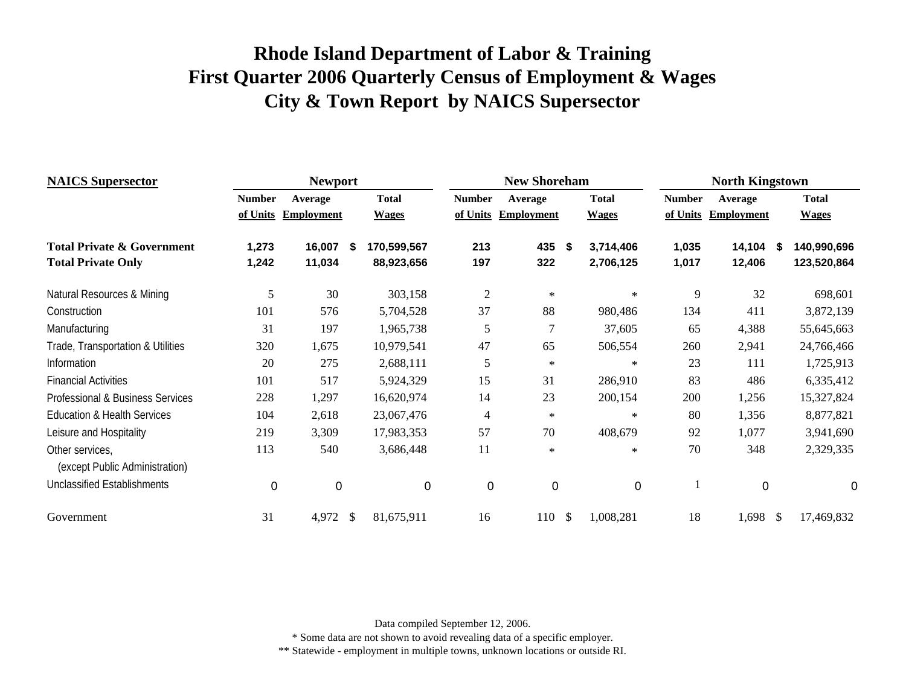# Rhode Island Department of Labor & Training
# First Quarter 2006 Quarterly Census of Employment & Wages
# City & Town Report by NAICS Supersector

| NAICS Supersector | Newport | | | New Shoreham | | | North Kingstown | | |
|---|---|---|---|---|---|---|---|---|---|
| | Number of Units | Average Employment | Total Wages | Number of Units | Average Employment | Total Wages | Number of Units | Average Employment | Total Wages |
| **Total Private & Government** | **1,273** | **16,007** | **$ 170,599,567** | **213** | **435** | **$ 3,714,406** | **1,035** | **14,104** | **$ 140,990,696** |
| **Total Private Only** | **1,242** | **11,034** | **88,923,656** | **197** | **322** | **2,706,125** | **1,017** | **12,406** | **123,520,864** |
| Natural Resources & Mining | 5 | 30 | 303,158 | 2 | * | * | 9 | 32 | 698,601 |
| Construction | 101 | 576 | 5,704,528 | 37 | 88 | 980,486 | 134 | 411 | 3,872,139 |
| Manufacturing | 31 | 197 | 1,965,738 | 5 | 7 | 37,605 | 65 | 4,388 | 55,645,663 |
| Trade, Transportation & Utilities | 320 | 1,675 | 10,979,541 | 47 | 65 | 506,554 | 260 | 2,941 | 24,766,466 |
| Information | 20 | 275 | 2,688,111 | 5 | * | * | 23 | 111 | 1,725,913 |
| Financial Activities | 101 | 517 | 5,924,329 | 15 | 31 | 286,910 | 83 | 486 | 6,335,412 |
| Professional & Business Services | 228 | 1,297 | 16,620,974 | 14 | 23 | 200,154 | 200 | 1,256 | 15,327,824 |
| Education & Health Services | 104 | 2,618 | 23,067,476 | 4 | * | * | 80 | 1,356 | 8,877,821 |
| Leisure and Hospitality | 219 | 3,309 | 17,983,353 | 57 | 70 | 408,679 | 92 | 1,077 | 3,941,690 |
| Other services, (except Public Administration) | 113 | 540 | 3,686,448 | 11 | * | * | 70 | 348 | 2,329,335 |
| Unclassified Establishments | 0 | 0 | 0 | 0 | 0 | 0 | 1 | 0 | 0 |
| Government | 31 | 4,972 | $ 81,675,911 | 16 | 110 | $ 1,008,281 | 18 | 1,698 | $ 17,469,832 |

Data compiled September 12, 2006.

* Some data are not shown to avoid revealing data of a specific employer.

** Statewide - employment in multiple towns, unknown locations or outside RI.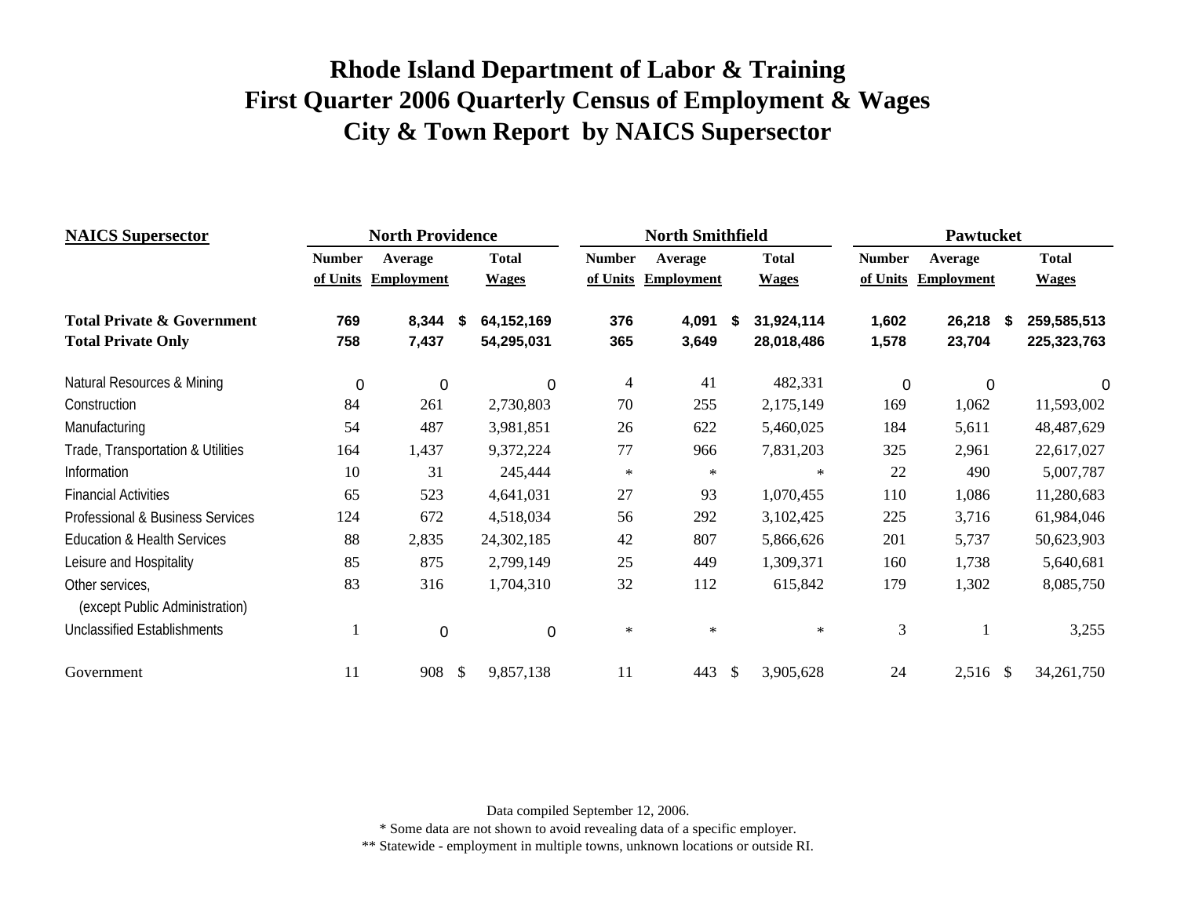# Rhode Island Department of Labor & Training
# First Quarter 2006 Quarterly Census of Employment & Wages
# City & Town Report by NAICS Supersector

| NAICS Supersector | North Providence | | | North Smithfield | | | Pawtucket | | |
|---|---|---|---|---|---|---|---|---|---|
| | Number of Units | Average Employment | Total Wages | Number of Units | Average Employment | Total Wages | Number of Units | Average Employment | Total Wages |
| **Total Private & Government** | **769** | **8,344** | **$ 64,152,169** | **376** | **4,091** | **$ 31,924,114** | **1,602** | **26,218** | **$ 259,585,513** |
| **Total Private Only** | **758** | **7,437** | **54,295,031** | **365** | **3,649** | **28,018,486** | **1,578** | **23,704** | **225,323,763** |
| Natural Resources & Mining | 0 | 0 | 0 | 4 | 41 | 482,331 | 0 | 0 | 0 |
| Construction | 84 | 261 | 2,730,803 | 70 | 255 | 2,175,149 | 169 | 1,062 | 11,593,002 |
| Manufacturing | 54 | 487 | 3,981,851 | 26 | 622 | 5,460,025 | 184 | 5,611 | 48,487,629 |
| Trade, Transportation & Utilities | 164 | 1,437 | 9,372,224 | 77 | 966 | 7,831,203 | 325 | 2,961 | 22,617,027 |
| Information | 10 | 31 | 245,444 | * | * | * | 22 | 490 | 5,007,787 |
| Financial Activities | 65 | 523 | 4,641,031 | 27 | 93 | 1,070,455 | 110 | 1,086 | 11,280,683 |
| Professional & Business Services | 124 | 672 | 4,518,034 | 56 | 292 | 3,102,425 | 225 | 3,716 | 61,984,046 |
| Education & Health Services | 88 | 2,835 | 24,302,185 | 42 | 807 | 5,866,626 | 201 | 5,737 | 50,623,903 |
| Leisure and Hospitality | 85 | 875 | 2,799,149 | 25 | 449 | 1,309,371 | 160 | 1,738 | 5,640,681 |
| Other services, (except Public Administration) | 83 | 316 | 1,704,310 | 32 | 112 | 615,842 | 179 | 1,302 | 8,085,750 |
| Unclassified Establishments | 1 | 0 | 0 | * | * | * | 3 | 1 | 3,255 |
| Government | 11 | 908 | $ 9,857,138 | 11 | 443 | $ 3,905,628 | 24 | 2,516 | $ 34,261,750 |

Data compiled September 12, 2006.

* Some data are not shown to avoid revealing data of a specific employer.

** Statewide - employment in multiple towns, unknown locations or outside RI.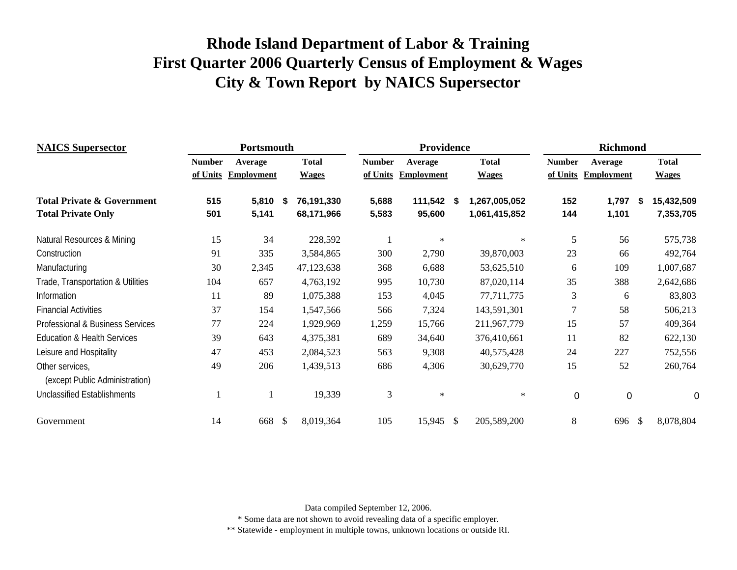# Rhode Island Department of Labor & Training
# First Quarter 2006 Quarterly Census of Employment & Wages
# City & Town Report by NAICS Supersector

| NAICS Supersector | Portsmouth | | | Providence | | | Richmond | | |
|---|---|---|---|---|---|---|---|---|---|
| | Number of Units | Average Employment | Total Wages | Number of Units | Average Employment | Total Wages | Number of Units | Average Employment | Total Wages |
| **Total Private & Government** | **515** | **5,810** | **$ 76,191,330** | **5,688** | **111,542** | **$ 1,267,005,052** | **152** | **1,797** | **$ 15,432,509** |
| **Total Private Only** | **501** | **5,141** | **68,171,966** | **5,583** | **95,600** | **1,061,415,852** | **144** | **1,101** | **7,353,705** |
| Natural Resources & Mining | 15 | 34 | 228,592 | 1 | * | * | 5 | 56 | 575,738 |
| Construction | 91 | 335 | 3,584,865 | 300 | 2,790 | 39,870,003 | 23 | 66 | 492,764 |
| Manufacturing | 30 | 2,345 | 47,123,638 | 368 | 6,688 | 53,625,510 | 6 | 109 | 1,007,687 |
| Trade, Transportation & Utilities | 104 | 657 | 4,763,192 | 995 | 10,730 | 87,020,114 | 35 | 388 | 2,642,686 |
| Information | 11 | 89 | 1,075,388 | 153 | 4,045 | 77,711,775 | 3 | 6 | 83,803 |
| Financial Activities | 37 | 154 | 1,547,566 | 566 | 7,324 | 143,591,301 | 7 | 58 | 506,213 |
| Professional & Business Services | 77 | 224 | 1,929,969 | 1,259 | 15,766 | 211,967,779 | 15 | 57 | 409,364 |
| Education & Health Services | 39 | 643 | 4,375,381 | 689 | 34,640 | 376,410,661 | 11 | 82 | 622,130 |
| Leisure and Hospitality | 47 | 453 | 2,084,523 | 563 | 9,308 | 40,575,428 | 24 | 227 | 752,556 |
| Other services, (except Public Administration) | 49 | 206 | 1,439,513 | 686 | 4,306 | 30,629,770 | 15 | 52 | 260,764 |
| Unclassified Establishments | 1 | 1 | 19,339 | 3 | * | * | 0 | 0 | 0 |
| Government | 14 | 668 | $ 8,019,364 | 105 | 15,945 | $ 205,589,200 | 8 | 696 | $ 8,078,804 |

Data compiled September 12, 2006.

* Some data are not shown to avoid revealing data of a specific employer.

** Statewide - employment in multiple towns, unknown locations or outside RI.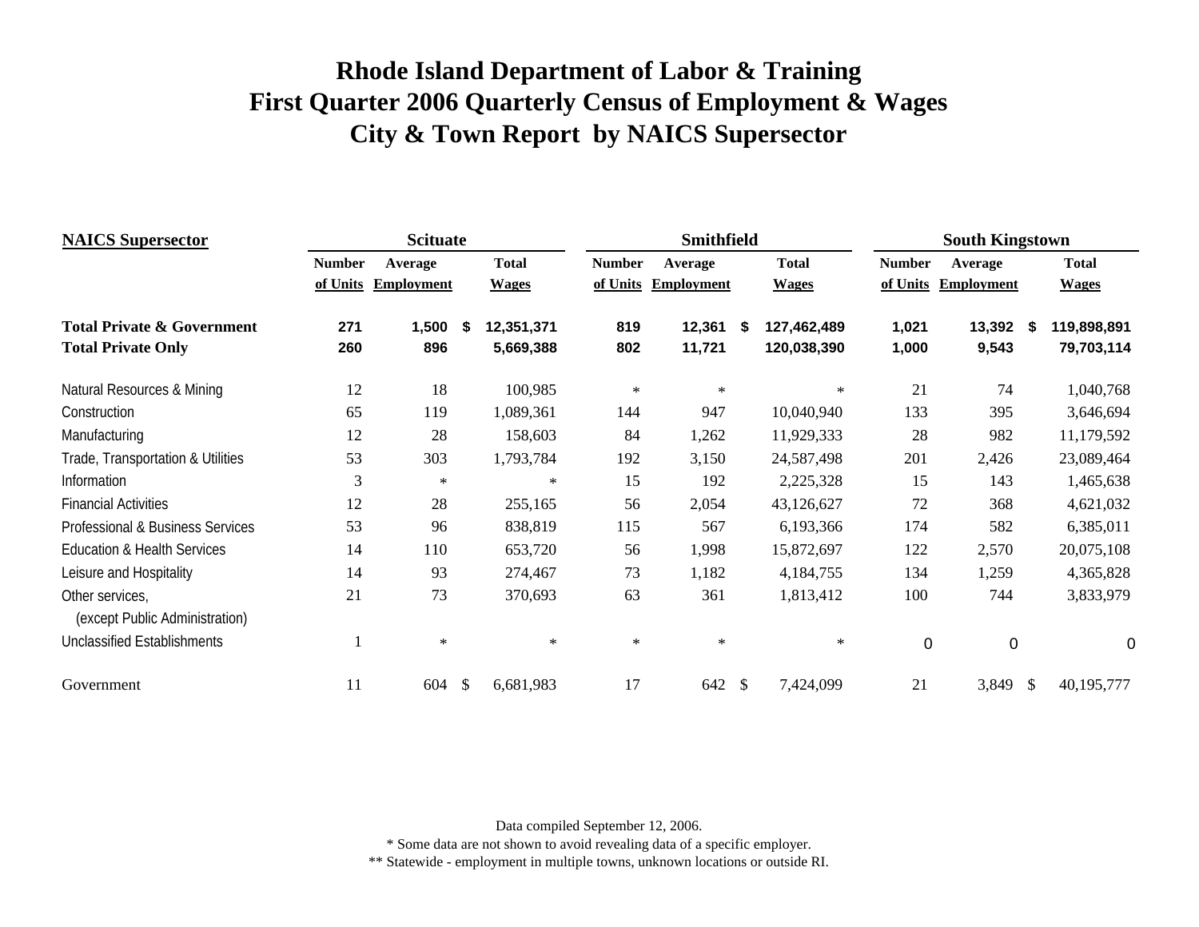# Rhode Island Department of Labor & Training
# First Quarter 2006 Quarterly Census of Employment & Wages
# City & Town Report by NAICS Supersector

| NAICS Supersector | Scituate | | | Smithfield | | | South Kingstown | | |
|---|---|---|---|---|---|---|---|---|---|
| | Number of Units | Average Employment | Total Wages | Number of Units | Average Employment | Total Wages | Number of Units | Average Employment | Total Wages |
| **Total Private & Government** | **271** | **1,500** | **$ 12,351,371** | **819** | **12,361** | **$ 127,462,489** | **1,021** | **13,392** | **$ 119,898,891** |
| **Total Private Only** | **260** | **896** | **5,669,388** | **802** | **11,721** | **120,038,390** | **1,000** | **9,543** | **79,703,114** |
| Natural Resources & Mining | 12 | 18 | 100,985 | * | * | * | 21 | 74 | 1,040,768 |
| Construction | 65 | 119 | 1,089,361 | 144 | 947 | 10,040,940 | 133 | 395 | 3,646,694 |
| Manufacturing | 12 | 28 | 158,603 | 84 | 1,262 | 11,929,333 | 28 | 982 | 11,179,592 |
| Trade, Transportation & Utilities | 53 | 303 | 1,793,784 | 192 | 3,150 | 24,587,498 | 201 | 2,426 | 23,089,464 |
| Information | 3 | * | * | 15 | 192 | 2,225,328 | 15 | 143 | 1,465,638 |
| Financial Activities | 12 | 28 | 255,165 | 56 | 2,054 | 43,126,627 | 72 | 368 | 4,621,032 |
| Professional & Business Services | 53 | 96 | 838,819 | 115 | 567 | 6,193,366 | 174 | 582 | 6,385,011 |
| Education & Health Services | 14 | 110 | 653,720 | 56 | 1,998 | 15,872,697 | 122 | 2,570 | 20,075,108 |
| Leisure and Hospitality | 14 | 93 | 274,467 | 73 | 1,182 | 4,184,755 | 134 | 1,259 | 4,365,828 |
| Other services, (except Public Administration) | 21 | 73 | 370,693 | 63 | 361 | 1,813,412 | 100 | 744 | 3,833,979 |
| Unclassified Establishments | 1 | * | * | * | * | * | 0 | 0 | 0 |
| Government | 11 | 604 | $ 6,681,983 | 17 | 642 | $ 7,424,099 | 21 | 3,849 | $ 40,195,777 |

Data compiled September 12, 2006.

* Some data are not shown to avoid revealing data of a specific employer.

** Statewide - employment in multiple towns, unknown locations or outside RI.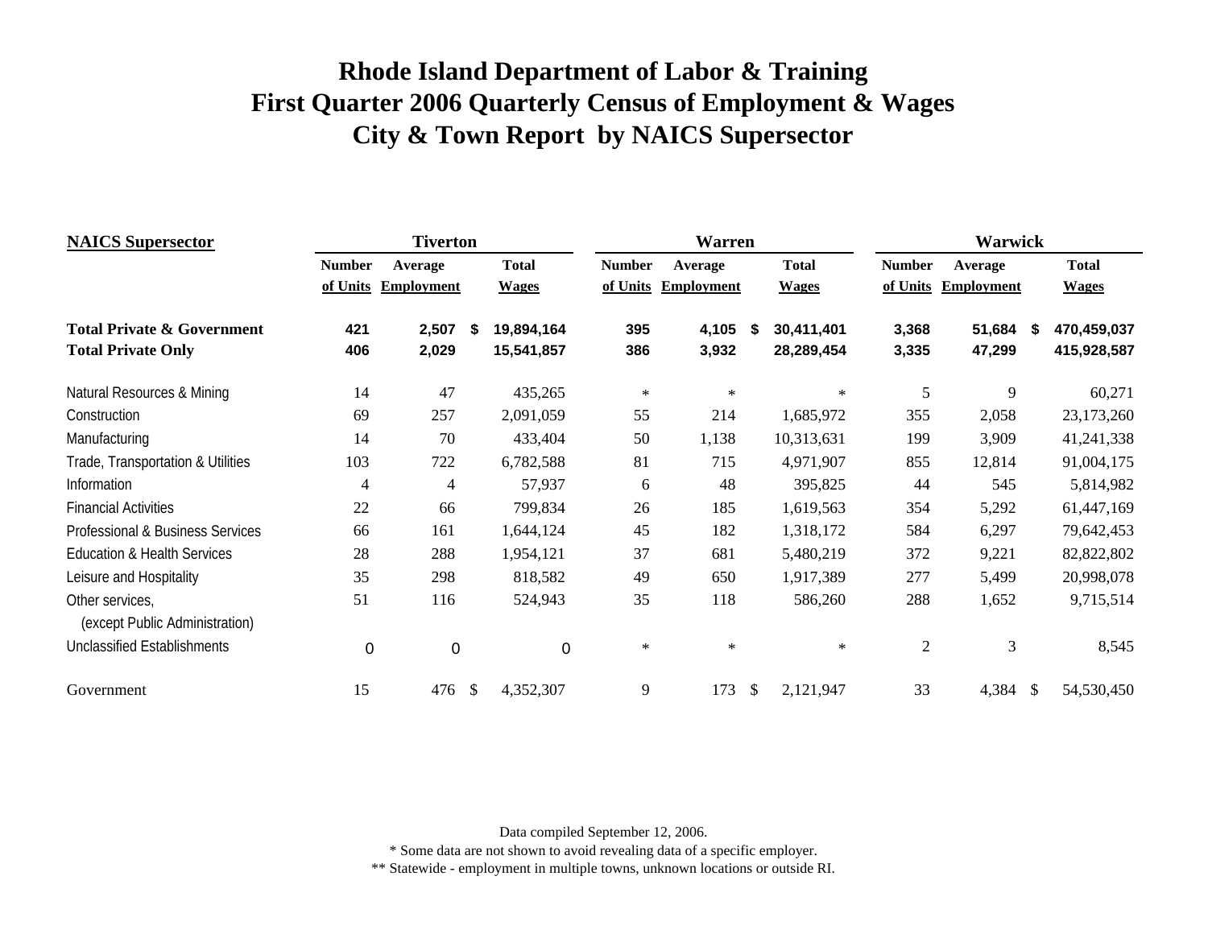# Rhode Island Department of Labor & Training
# First Quarter 2006 Quarterly Census of Employment & Wages
# City & Town Report by NAICS Supersector

| NAICS Supersector | Tiverton | | | Warren | | | Warwick | | |
|---|---|---|---|---|---|---|---|---|---|
| | Number of Units | Average Employment | Total Wages | Number of Units | Average Employment | Total Wages | Number of Units | Average Employment | Total Wages |
| **Total Private & Government** | **421** | **2,507** | **$ 19,894,164** | **395** | **4,105** | **$ 30,411,401** | **3,368** | **51,684** | **$ 470,459,037** |
| **Total Private Only** | **406** | **2,029** | **15,541,857** | **386** | **3,932** | **28,289,454** | **3,335** | **47,299** | **415,928,587** |
| Natural Resources & Mining | 14 | 47 | 435,265 | * | * | * | 5 | 9 | 60,271 |
| Construction | 69 | 257 | 2,091,059 | 55 | 214 | 1,685,972 | 355 | 2,058 | 23,173,260 |
| Manufacturing | 14 | 70 | 433,404 | 50 | 1,138 | 10,313,631 | 199 | 3,909 | 41,241,338 |
| Trade, Transportation & Utilities | 103 | 722 | 6,782,588 | 81 | 715 | 4,971,907 | 855 | 12,814 | 91,004,175 |
| Information | 4 | 4 | 57,937 | 6 | 48 | 395,825 | 44 | 545 | 5,814,982 |
| Financial Activities | 22 | 66 | 799,834 | 26 | 185 | 1,619,563 | 354 | 5,292 | 61,447,169 |
| Professional & Business Services | 66 | 161 | 1,644,124 | 45 | 182 | 1,318,172 | 584 | 6,297 | 79,642,453 |
| Education & Health Services | 28 | 288 | 1,954,121 | 37 | 681 | 5,480,219 | 372 | 9,221 | 82,822,802 |
| Leisure and Hospitality | 35 | 298 | 818,582 | 49 | 650 | 1,917,389 | 277 | 5,499 | 20,998,078 |
| Other services, (except Public Administration) | 51 | 116 | 524,943 | 35 | 118 | 586,260 | 288 | 1,652 | 9,715,514 |
| Unclassified Establishments | 0 | 0 | 0 | * | * | * | 2 | 3 | 8,545 |
| Government | 15 | 476 | $ 4,352,307 | 9 | 173 | $ 2,121,947 | 33 | 4,384 | $ 54,530,450 |

Data compiled September 12, 2006.

* Some data are not shown to avoid revealing data of a specific employer.

** Statewide - employment in multiple towns, unknown locations or outside RI.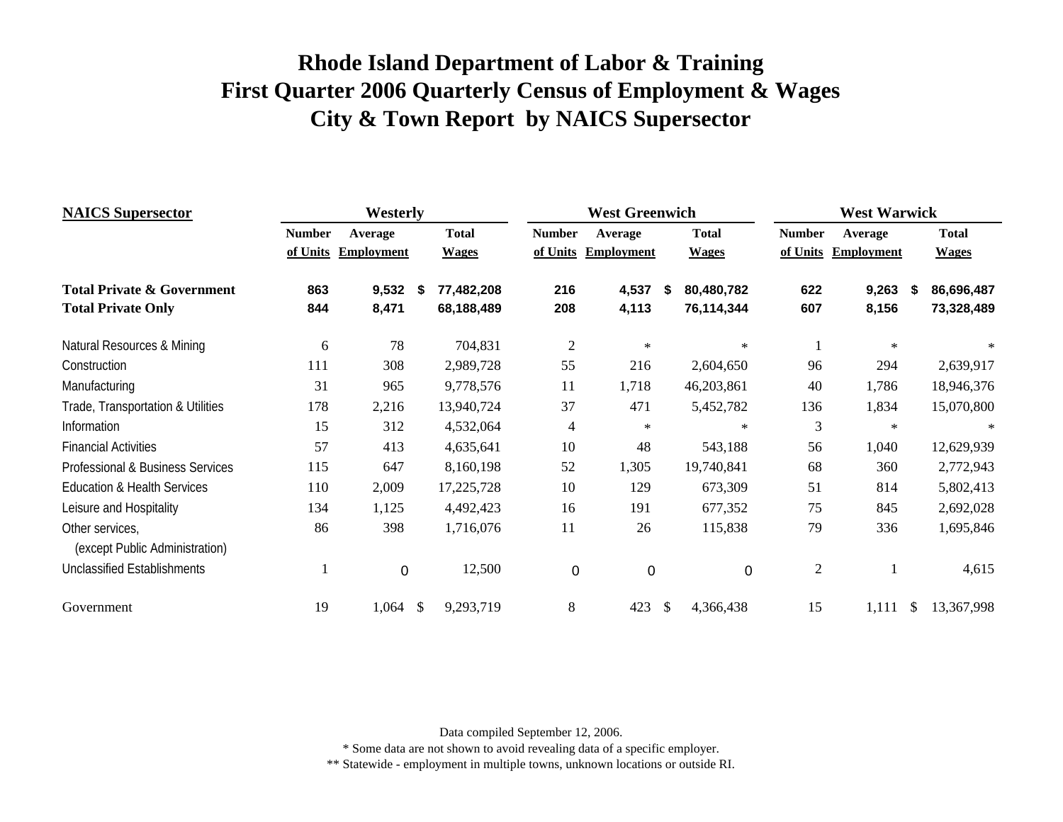# Rhode Island Department of Labor & Training
# First Quarter 2006 Quarterly Census of Employment & Wages
# City & Town Report by NAICS Supersector

| NAICS Supersector | Westerly | | | West Greenwich | | | West Warwick | | |
|---|---|---|---|---|---|---|---|---|---|
| | Number of Units | Average Employment | Total Wages | Number of Units | Average Employment | Total Wages | Number of Units | Average Employment | Total Wages |
| **Total Private & Government** | **863** | **9,532** | **$ 77,482,208** | **216** | **4,537** | **$ 80,480,782** | **622** | **9,263** | **$ 86,696,487** |
| **Total Private Only** | **844** | **8,471** | **68,188,489** | **208** | **4,113** | **76,114,344** | **607** | **8,156** | **73,328,489** |
| Natural Resources & Mining | 6 | 78 | 704,831 | 2 | * | * | 1 | * | * |
| Construction | 111 | 308 | 2,989,728 | 55 | 216 | 2,604,650 | 96 | 294 | 2,639,917 |
| Manufacturing | 31 | 965 | 9,778,576 | 11 | 1,718 | 46,203,861 | 40 | 1,786 | 18,946,376 |
| Trade, Transportation & Utilities | 178 | 2,216 | 13,940,724 | 37 | 471 | 5,452,782 | 136 | 1,834 | 15,070,800 |
| Information | 15 | 312 | 4,532,064 | 4 | * | * | 3 | * | * |
| Financial Activities | 57 | 413 | 4,635,641 | 10 | 48 | 543,188 | 56 | 1,040 | 12,629,939 |
| Professional & Business Services | 115 | 647 | 8,160,198 | 52 | 1,305 | 19,740,841 | 68 | 360 | 2,772,943 |
| Education & Health Services | 110 | 2,009 | 17,225,728 | 10 | 129 | 673,309 | 51 | 814 | 5,802,413 |
| Leisure and Hospitality | 134 | 1,125 | 4,492,423 | 16 | 191 | 677,352 | 75 | 845 | 2,692,028 |
| Other services, (except Public Administration) | 86 | 398 | 1,716,076 | 11 | 26 | 115,838 | 79 | 336 | 1,695,846 |
| Unclassified Establishments | 1 | 0 | 12,500 | 0 | 0 | 0 | 2 | 1 | 4,615 |
| Government | 19 | 1,064 | $ 9,293,719 | 8 | 423 | $ 4,366,438 | 15 | 1,111 | $ 13,367,998 |

Data compiled September 12, 2006.

* Some data are not shown to avoid revealing data of a specific employer.

** Statewide - employment in multiple towns, unknown locations or outside RI.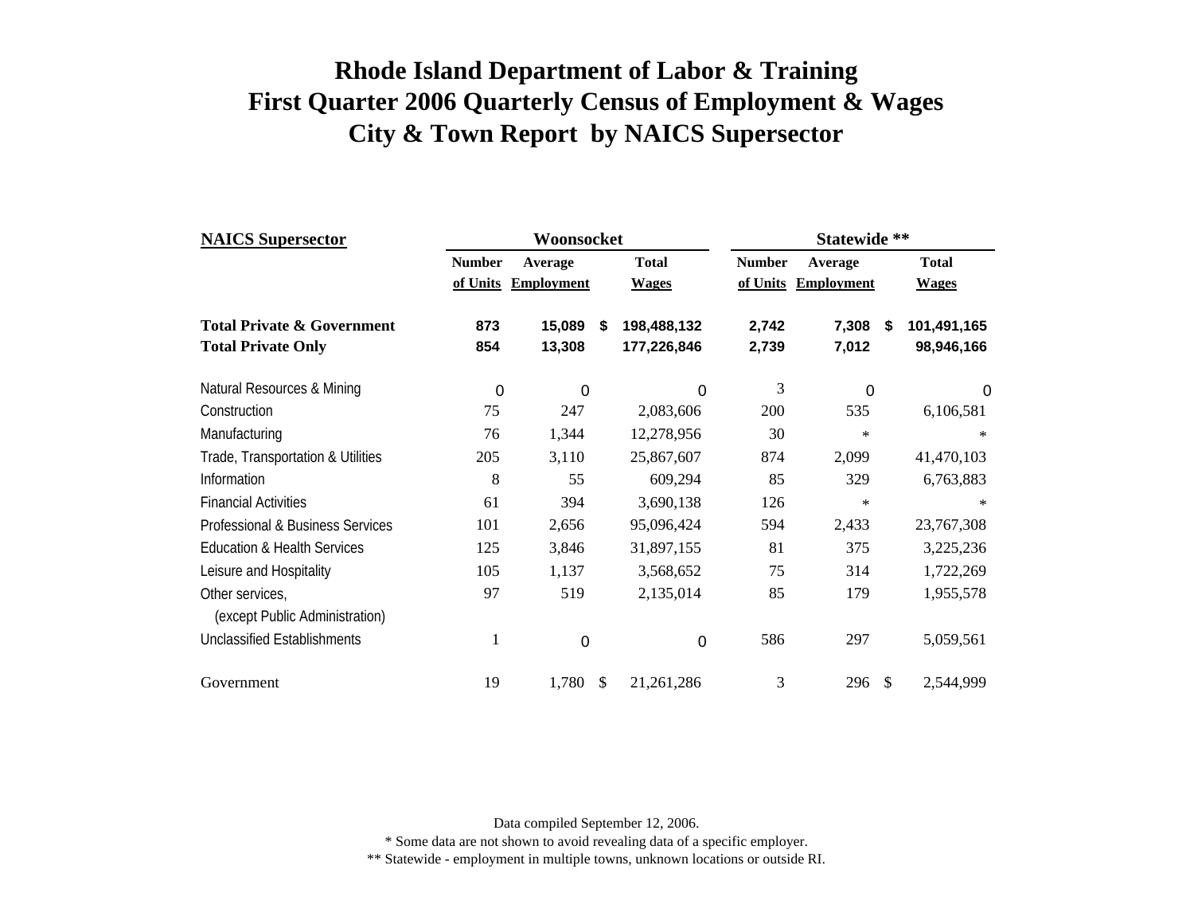# Rhode Island Department of Labor & Training
# First Quarter 2006 Quarterly Census of Employment & Wages
# City & Town Report by NAICS Supersector

| NAICS Supersector | Woonsocket | | | Statewide ** | | |
|---|---|---|---|---|---|---|
| | Number of Units | Average Employment | Total Wages | Number of Units | Average Employment | Total Wages |
| **Total Private & Government** | **873** | **15,089** | **$ 198,488,132** | **2,742** | **7,308** | **$ 101,491,165** |
| **Total Private Only** | **854** | **13,308** | **177,226,846** | **2,739** | **7,012** | **98,946,166** |
| Natural Resources & Mining | 0 | 0 | 0 | 3 | 0 | 0 |
| Construction | 75 | 247 | 2,083,606 | 200 | 535 | 6,106,581 |
| Manufacturing | 76 | 1,344 | 12,278,956 | 30 | * | * |
| Trade, Transportation & Utilities | 205 | 3,110 | 25,867,607 | 874 | 2,099 | 41,470,103 |
| Information | 8 | 55 | 609,294 | 85 | 329 | 6,763,883 |
| Financial Activities | 61 | 394 | 3,690,138 | 126 | * | * |
| Professional & Business Services | 101 | 2,656 | 95,096,424 | 594 | 2,433 | 23,767,308 |
| Education & Health Services | 125 | 3,846 | 31,897,155 | 81 | 375 | 3,225,236 |
| Leisure and Hospitality | 105 | 1,137 | 3,568,652 | 75 | 314 | 1,722,269 |
| Other services, (except Public Administration) | 97 | 519 | 2,135,014 | 85 | 179 | 1,955,578 |
| Unclassified Establishments | 1 | 0 | 0 | 586 | 297 | 5,059,561 |
| Government | 19 | 1,780 | $ 21,261,286 | 3 | 296 | $ 2,544,999 |

Data compiled September 12, 2006.

* Some data are not shown to avoid revealing data of a specific employer.

** Statewide - employment in multiple towns, unknown locations or outside RI.